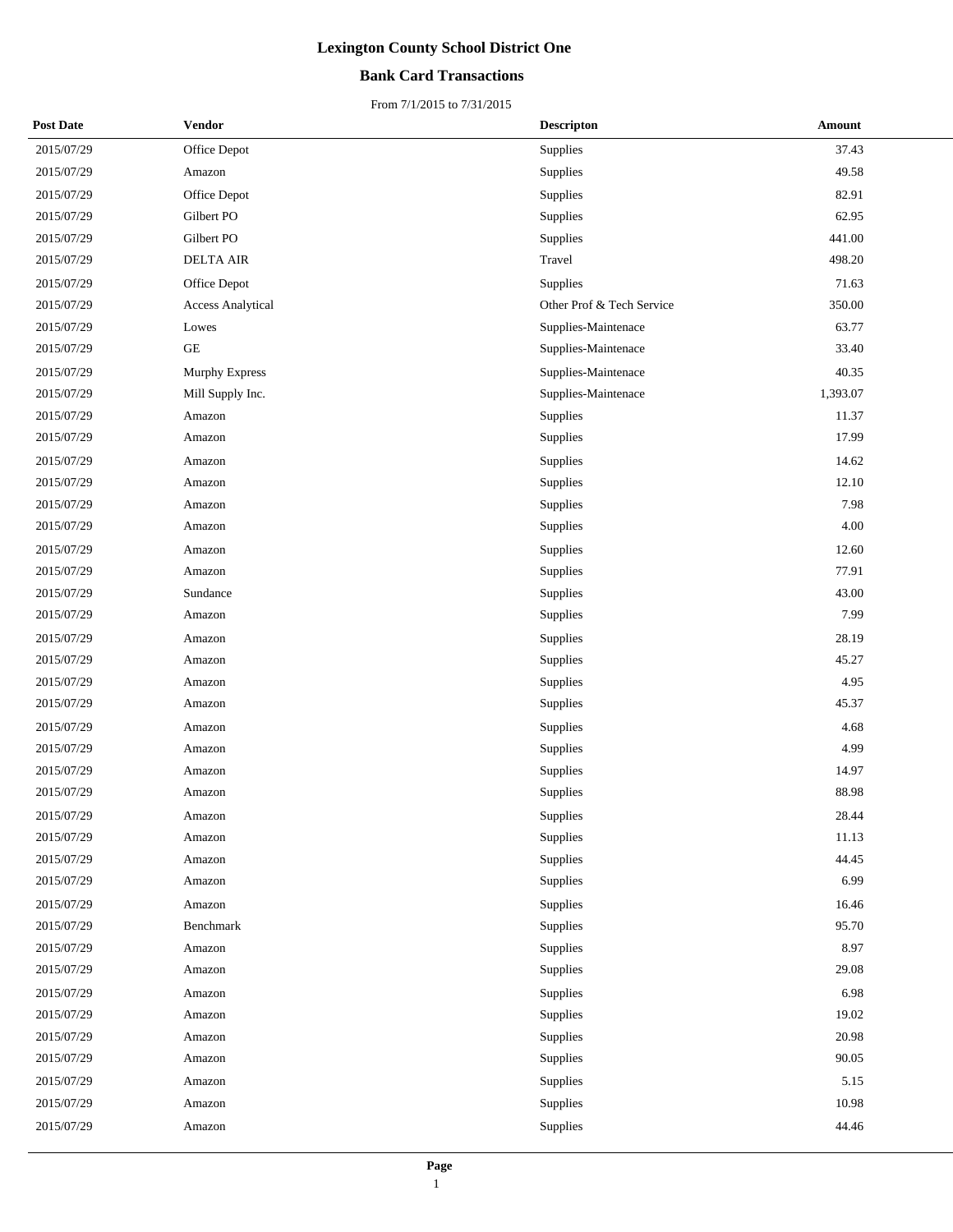# Lexington County School District One

## Bank Card Transactions

From 7/1/2015 to 7/31/2015

| Post Date | Vendor | Descripton | Amount |
|---|---|---|---|
| 2015/07/29 | Office Depot | Supplies | 37.43 |
| 2015/07/29 | Amazon | Supplies | 49.58 |
| 2015/07/29 | Office Depot | Supplies | 82.91 |
| 2015/07/29 | Gilbert PO | Supplies | 62.95 |
| 2015/07/29 | Gilbert PO | Supplies | 441.00 |
| 2015/07/29 | DELTA AIR | Travel | 498.20 |
| 2015/07/29 | Office Depot | Supplies | 71.63 |
| 2015/07/29 | Access Analytical | Other Prof & Tech Service | 350.00 |
| 2015/07/29 | Lowes | Supplies-Maintenace | 63.77 |
| 2015/07/29 | GE | Supplies-Maintenace | 33.40 |
| 2015/07/29 | Murphy Express | Supplies-Maintenace | 40.35 |
| 2015/07/29 | Mill Supply Inc. | Supplies-Maintenace | 1,393.07 |
| 2015/07/29 | Amazon | Supplies | 11.37 |
| 2015/07/29 | Amazon | Supplies | 17.99 |
| 2015/07/29 | Amazon | Supplies | 14.62 |
| 2015/07/29 | Amazon | Supplies | 12.10 |
| 2015/07/29 | Amazon | Supplies | 7.98 |
| 2015/07/29 | Amazon | Supplies | 4.00 |
| 2015/07/29 | Amazon | Supplies | 12.60 |
| 2015/07/29 | Amazon | Supplies | 77.91 |
| 2015/07/29 | Sundance | Supplies | 43.00 |
| 2015/07/29 | Amazon | Supplies | 7.99 |
| 2015/07/29 | Amazon | Supplies | 28.19 |
| 2015/07/29 | Amazon | Supplies | 45.27 |
| 2015/07/29 | Amazon | Supplies | 4.95 |
| 2015/07/29 | Amazon | Supplies | 45.37 |
| 2015/07/29 | Amazon | Supplies | 4.68 |
| 2015/07/29 | Amazon | Supplies | 4.99 |
| 2015/07/29 | Amazon | Supplies | 14.97 |
| 2015/07/29 | Amazon | Supplies | 88.98 |
| 2015/07/29 | Amazon | Supplies | 28.44 |
| 2015/07/29 | Amazon | Supplies | 11.13 |
| 2015/07/29 | Amazon | Supplies | 44.45 |
| 2015/07/29 | Amazon | Supplies | 6.99 |
| 2015/07/29 | Amazon | Supplies | 16.46 |
| 2015/07/29 | Benchmark | Supplies | 95.70 |
| 2015/07/29 | Amazon | Supplies | 8.97 |
| 2015/07/29 | Amazon | Supplies | 29.08 |
| 2015/07/29 | Amazon | Supplies | 6.98 |
| 2015/07/29 | Amazon | Supplies | 19.02 |
| 2015/07/29 | Amazon | Supplies | 20.98 |
| 2015/07/29 | Amazon | Supplies | 90.05 |
| 2015/07/29 | Amazon | Supplies | 5.15 |
| 2015/07/29 | Amazon | Supplies | 10.98 |
| 2015/07/29 | Amazon | Supplies | 44.46 |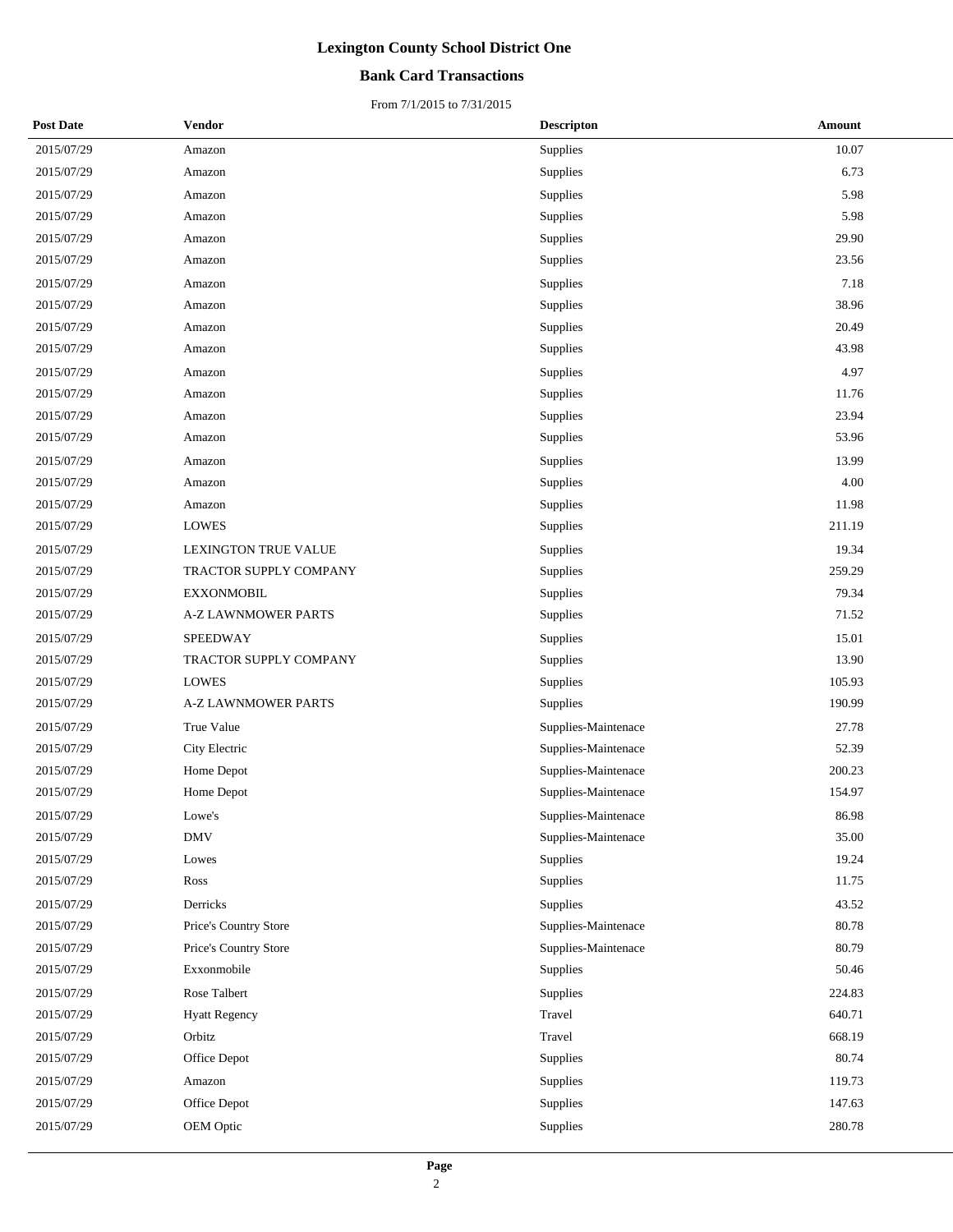# Lexington County School District One

## Bank Card Transactions

From 7/1/2015 to 7/31/2015

| Post Date | Vendor | Descripton | Amount |
|---|---|---|---|
| 2015/07/29 | Amazon | Supplies | 10.07 |
| 2015/07/29 | Amazon | Supplies | 6.73 |
| 2015/07/29 | Amazon | Supplies | 5.98 |
| 2015/07/29 | Amazon | Supplies | 5.98 |
| 2015/07/29 | Amazon | Supplies | 29.90 |
| 2015/07/29 | Amazon | Supplies | 23.56 |
| 2015/07/29 | Amazon | Supplies | 7.18 |
| 2015/07/29 | Amazon | Supplies | 38.96 |
| 2015/07/29 | Amazon | Supplies | 20.49 |
| 2015/07/29 | Amazon | Supplies | 43.98 |
| 2015/07/29 | Amazon | Supplies | 4.97 |
| 2015/07/29 | Amazon | Supplies | 11.76 |
| 2015/07/29 | Amazon | Supplies | 23.94 |
| 2015/07/29 | Amazon | Supplies | 53.96 |
| 2015/07/29 | Amazon | Supplies | 13.99 |
| 2015/07/29 | Amazon | Supplies | 4.00 |
| 2015/07/29 | Amazon | Supplies | 11.98 |
| 2015/07/29 | LOWES | Supplies | 211.19 |
| 2015/07/29 | LEXINGTON TRUE VALUE | Supplies | 19.34 |
| 2015/07/29 | TRACTOR SUPPLY COMPANY | Supplies | 259.29 |
| 2015/07/29 | EXXONMOBIL | Supplies | 79.34 |
| 2015/07/29 | A-Z LAWNMOWER PARTS | Supplies | 71.52 |
| 2015/07/29 | SPEEDWAY | Supplies | 15.01 |
| 2015/07/29 | TRACTOR SUPPLY COMPANY | Supplies | 13.90 |
| 2015/07/29 | LOWES | Supplies | 105.93 |
| 2015/07/29 | A-Z LAWNMOWER PARTS | Supplies | 190.99 |
| 2015/07/29 | True Value | Supplies-Maintenace | 27.78 |
| 2015/07/29 | City Electric | Supplies-Maintenace | 52.39 |
| 2015/07/29 | Home Depot | Supplies-Maintenace | 200.23 |
| 2015/07/29 | Home Depot | Supplies-Maintenace | 154.97 |
| 2015/07/29 | Lowe's | Supplies-Maintenace | 86.98 |
| 2015/07/29 | DMV | Supplies-Maintenace | 35.00 |
| 2015/07/29 | Lowes | Supplies | 19.24 |
| 2015/07/29 | Ross | Supplies | 11.75 |
| 2015/07/29 | Derricks | Supplies | 43.52 |
| 2015/07/29 | Price's Country Store | Supplies-Maintenace | 80.78 |
| 2015/07/29 | Price's Country Store | Supplies-Maintenace | 80.79 |
| 2015/07/29 | Exxonmobile | Supplies | 50.46 |
| 2015/07/29 | Rose Talbert | Supplies | 224.83 |
| 2015/07/29 | Hyatt Regency | Travel | 640.71 |
| 2015/07/29 | Orbitz | Travel | 668.19 |
| 2015/07/29 | Office Depot | Supplies | 80.74 |
| 2015/07/29 | Amazon | Supplies | 119.73 |
| 2015/07/29 | Office Depot | Supplies | 147.63 |
| 2015/07/29 | OEM Optic | Supplies | 280.78 |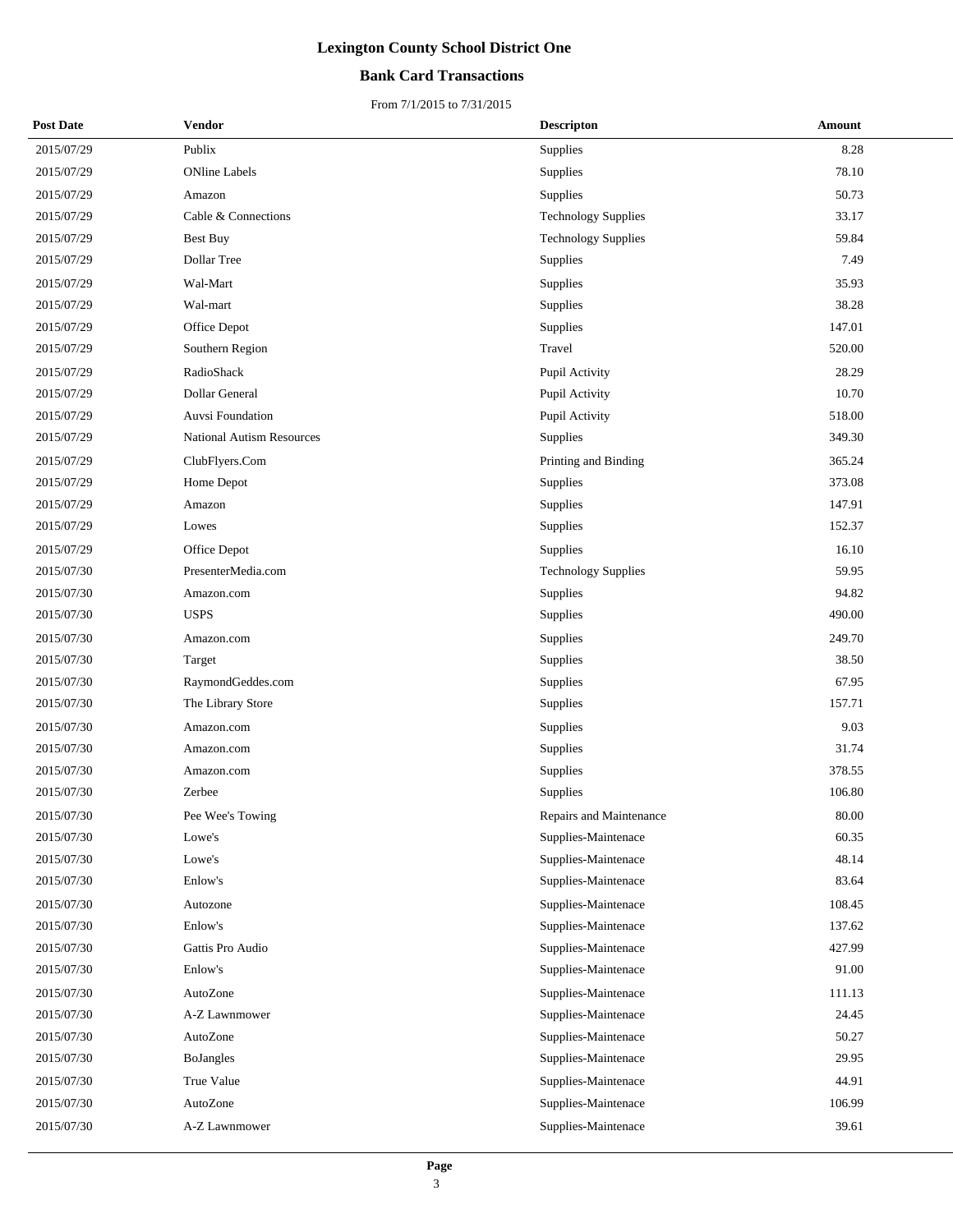# Lexington County School District One

## Bank Card Transactions

From 7/1/2015 to 7/31/2015

| Post Date | Vendor | Descripton | Amount |
|---|---|---|---|
| 2015/07/29 | Publix | Supplies | 8.28 |
| 2015/07/29 | ONline Labels | Supplies | 78.10 |
| 2015/07/29 | Amazon | Supplies | 50.73 |
| 2015/07/29 | Cable & Connections | Technology Supplies | 33.17 |
| 2015/07/29 | Best Buy | Technology Supplies | 59.84 |
| 2015/07/29 | Dollar Tree | Supplies | 7.49 |
| 2015/07/29 | Wal-Mart | Supplies | 35.93 |
| 2015/07/29 | Wal-mart | Supplies | 38.28 |
| 2015/07/29 | Office Depot | Supplies | 147.01 |
| 2015/07/29 | Southern Region | Travel | 520.00 |
| 2015/07/29 | RadioShack | Pupil Activity | 28.29 |
| 2015/07/29 | Dollar General | Pupil Activity | 10.70 |
| 2015/07/29 | Auvsi Foundation | Pupil Activity | 518.00 |
| 2015/07/29 | National Autism Resources | Supplies | 349.30 |
| 2015/07/29 | ClubFlyers.Com | Printing and Binding | 365.24 |
| 2015/07/29 | Home Depot | Supplies | 373.08 |
| 2015/07/29 | Amazon | Supplies | 147.91 |
| 2015/07/29 | Lowes | Supplies | 152.37 |
| 2015/07/29 | Office Depot | Supplies | 16.10 |
| 2015/07/30 | PresenterMedia.com | Technology Supplies | 59.95 |
| 2015/07/30 | Amazon.com | Supplies | 94.82 |
| 2015/07/30 | USPS | Supplies | 490.00 |
| 2015/07/30 | Amazon.com | Supplies | 249.70 |
| 2015/07/30 | Target | Supplies | 38.50 |
| 2015/07/30 | RaymondGeddes.com | Supplies | 67.95 |
| 2015/07/30 | The Library Store | Supplies | 157.71 |
| 2015/07/30 | Amazon.com | Supplies | 9.03 |
| 2015/07/30 | Amazon.com | Supplies | 31.74 |
| 2015/07/30 | Amazon.com | Supplies | 378.55 |
| 2015/07/30 | Zerbee | Supplies | 106.80 |
| 2015/07/30 | Pee Wee's Towing | Repairs and Maintenance | 80.00 |
| 2015/07/30 | Lowe's | Supplies-Maintenace | 60.35 |
| 2015/07/30 | Lowe's | Supplies-Maintenace | 48.14 |
| 2015/07/30 | Enlow's | Supplies-Maintenace | 83.64 |
| 2015/07/30 | Autozone | Supplies-Maintenace | 108.45 |
| 2015/07/30 | Enlow's | Supplies-Maintenace | 137.62 |
| 2015/07/30 | Gattis Pro Audio | Supplies-Maintenace | 427.99 |
| 2015/07/30 | Enlow's | Supplies-Maintenace | 91.00 |
| 2015/07/30 | AutoZone | Supplies-Maintenace | 111.13 |
| 2015/07/30 | A-Z Lawnmower | Supplies-Maintenace | 24.45 |
| 2015/07/30 | AutoZone | Supplies-Maintenace | 50.27 |
| 2015/07/30 | BoJangles | Supplies-Maintenace | 29.95 |
| 2015/07/30 | True Value | Supplies-Maintenace | 44.91 |
| 2015/07/30 | AutoZone | Supplies-Maintenace | 106.99 |
| 2015/07/30 | A-Z Lawnmower | Supplies-Maintenace | 39.61 |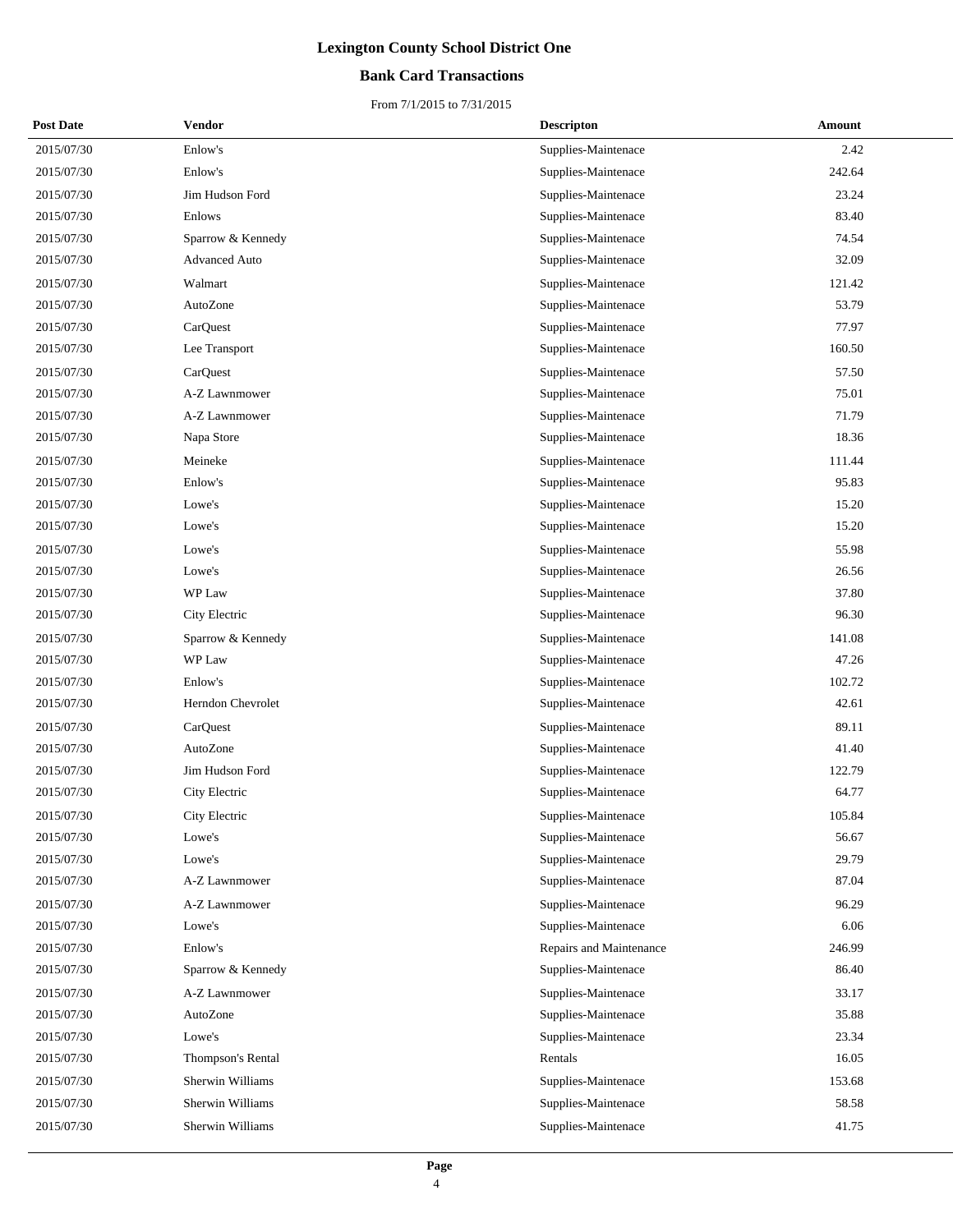# Lexington County School District One

## Bank Card Transactions

From 7/1/2015 to 7/31/2015

| Post Date | Vendor | Descripton | Amount |
|---|---|---|---|
| 2015/07/30 | Enlow's | Supplies-Maintenace | 2.42 |
| 2015/07/30 | Enlow's | Supplies-Maintenace | 242.64 |
| 2015/07/30 | Jim Hudson Ford | Supplies-Maintenace | 23.24 |
| 2015/07/30 | Enlows | Supplies-Maintenace | 83.40 |
| 2015/07/30 | Sparrow & Kennedy | Supplies-Maintenace | 74.54 |
| 2015/07/30 | Advanced Auto | Supplies-Maintenace | 32.09 |
| 2015/07/30 | Walmart | Supplies-Maintenace | 121.42 |
| 2015/07/30 | AutoZone | Supplies-Maintenace | 53.79 |
| 2015/07/30 | CarQuest | Supplies-Maintenace | 77.97 |
| 2015/07/30 | Lee Transport | Supplies-Maintenace | 160.50 |
| 2015/07/30 | CarQuest | Supplies-Maintenace | 57.50 |
| 2015/07/30 | A-Z Lawnmower | Supplies-Maintenace | 75.01 |
| 2015/07/30 | A-Z Lawnmower | Supplies-Maintenace | 71.79 |
| 2015/07/30 | Napa Store | Supplies-Maintenace | 18.36 |
| 2015/07/30 | Meineke | Supplies-Maintenace | 111.44 |
| 2015/07/30 | Enlow's | Supplies-Maintenace | 95.83 |
| 2015/07/30 | Lowe's | Supplies-Maintenace | 15.20 |
| 2015/07/30 | Lowe's | Supplies-Maintenace | 15.20 |
| 2015/07/30 | Lowe's | Supplies-Maintenace | 55.98 |
| 2015/07/30 | Lowe's | Supplies-Maintenace | 26.56 |
| 2015/07/30 | WP Law | Supplies-Maintenace | 37.80 |
| 2015/07/30 | City Electric | Supplies-Maintenace | 96.30 |
| 2015/07/30 | Sparrow & Kennedy | Supplies-Maintenace | 141.08 |
| 2015/07/30 | WP Law | Supplies-Maintenace | 47.26 |
| 2015/07/30 | Enlow's | Supplies-Maintenace | 102.72 |
| 2015/07/30 | Herndon Chevrolet | Supplies-Maintenace | 42.61 |
| 2015/07/30 | CarQuest | Supplies-Maintenace | 89.11 |
| 2015/07/30 | AutoZone | Supplies-Maintenace | 41.40 |
| 2015/07/30 | Jim Hudson Ford | Supplies-Maintenace | 122.79 |
| 2015/07/30 | City Electric | Supplies-Maintenace | 64.77 |
| 2015/07/30 | City Electric | Supplies-Maintenace | 105.84 |
| 2015/07/30 | Lowe's | Supplies-Maintenace | 56.67 |
| 2015/07/30 | Lowe's | Supplies-Maintenace | 29.79 |
| 2015/07/30 | A-Z Lawnmower | Supplies-Maintenace | 87.04 |
| 2015/07/30 | A-Z Lawnmower | Supplies-Maintenace | 96.29 |
| 2015/07/30 | Lowe's | Supplies-Maintenace | 6.06 |
| 2015/07/30 | Enlow's | Repairs and Maintenance | 246.99 |
| 2015/07/30 | Sparrow & Kennedy | Supplies-Maintenace | 86.40 |
| 2015/07/30 | A-Z Lawnmower | Supplies-Maintenace | 33.17 |
| 2015/07/30 | AutoZone | Supplies-Maintenace | 35.88 |
| 2015/07/30 | Lowe's | Supplies-Maintenace | 23.34 |
| 2015/07/30 | Thompson's Rental | Rentals | 16.05 |
| 2015/07/30 | Sherwin Williams | Supplies-Maintenace | 153.68 |
| 2015/07/30 | Sherwin Williams | Supplies-Maintenace | 58.58 |
| 2015/07/30 | Sherwin Williams | Supplies-Maintenace | 41.75 |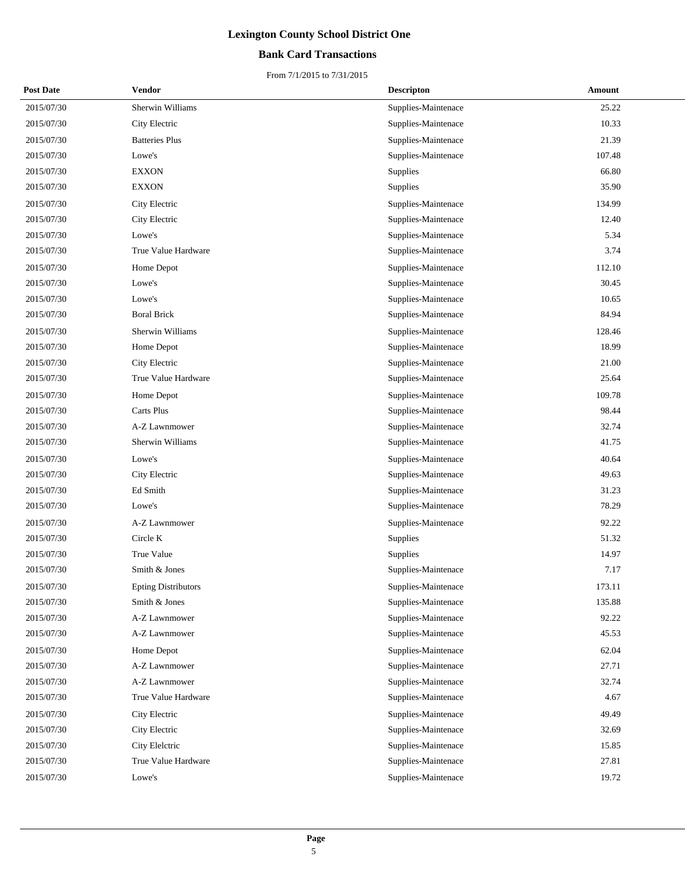# Lexington County School District One

## Bank Card Transactions

From 7/1/2015 to 7/31/2015

| Post Date | Vendor | Descripton | Amount |
|---|---|---|---|
| 2015/07/30 | Sherwin Williams | Supplies-Maintenace | 25.22 |
| 2015/07/30 | City Electric | Supplies-Maintenace | 10.33 |
| 2015/07/30 | Batteries Plus | Supplies-Maintenace | 21.39 |
| 2015/07/30 | Lowe's | Supplies-Maintenace | 107.48 |
| 2015/07/30 | EXXON | Supplies | 66.80 |
| 2015/07/30 | EXXON | Supplies | 35.90 |
| 2015/07/30 | City Electric | Supplies-Maintenace | 134.99 |
| 2015/07/30 | City Electric | Supplies-Maintenace | 12.40 |
| 2015/07/30 | Lowe's | Supplies-Maintenace | 5.34 |
| 2015/07/30 | True Value Hardware | Supplies-Maintenace | 3.74 |
| 2015/07/30 | Home Depot | Supplies-Maintenace | 112.10 |
| 2015/07/30 | Lowe's | Supplies-Maintenace | 30.45 |
| 2015/07/30 | Lowe's | Supplies-Maintenace | 10.65 |
| 2015/07/30 | Boral Brick | Supplies-Maintenace | 84.94 |
| 2015/07/30 | Sherwin Williams | Supplies-Maintenace | 128.46 |
| 2015/07/30 | Home Depot | Supplies-Maintenace | 18.99 |
| 2015/07/30 | City Electric | Supplies-Maintenace | 21.00 |
| 2015/07/30 | True Value Hardware | Supplies-Maintenace | 25.64 |
| 2015/07/30 | Home Depot | Supplies-Maintenace | 109.78 |
| 2015/07/30 | Carts Plus | Supplies-Maintenace | 98.44 |
| 2015/07/30 | A-Z Lawnmower | Supplies-Maintenace | 32.74 |
| 2015/07/30 | Sherwin Williams | Supplies-Maintenace | 41.75 |
| 2015/07/30 | Lowe's | Supplies-Maintenace | 40.64 |
| 2015/07/30 | City Electric | Supplies-Maintenace | 49.63 |
| 2015/07/30 | Ed Smith | Supplies-Maintenace | 31.23 |
| 2015/07/30 | Lowe's | Supplies-Maintenace | 78.29 |
| 2015/07/30 | A-Z Lawnmower | Supplies-Maintenace | 92.22 |
| 2015/07/30 | Circle K | Supplies | 51.32 |
| 2015/07/30 | True Value | Supplies | 14.97 |
| 2015/07/30 | Smith & Jones | Supplies-Maintenace | 7.17 |
| 2015/07/30 | Epting Distributors | Supplies-Maintenace | 173.11 |
| 2015/07/30 | Smith & Jones | Supplies-Maintenace | 135.88 |
| 2015/07/30 | A-Z Lawnmower | Supplies-Maintenace | 92.22 |
| 2015/07/30 | A-Z Lawnmower | Supplies-Maintenace | 45.53 |
| 2015/07/30 | Home Depot | Supplies-Maintenace | 62.04 |
| 2015/07/30 | A-Z Lawnmower | Supplies-Maintenace | 27.71 |
| 2015/07/30 | A-Z Lawnmower | Supplies-Maintenace | 32.74 |
| 2015/07/30 | True Value Hardware | Supplies-Maintenace | 4.67 |
| 2015/07/30 | City Electric | Supplies-Maintenace | 49.49 |
| 2015/07/30 | City Electric | Supplies-Maintenace | 32.69 |
| 2015/07/30 | City Elelctric | Supplies-Maintenace | 15.85 |
| 2015/07/30 | True Value Hardware | Supplies-Maintenace | 27.81 |
| 2015/07/30 | Lowe's | Supplies-Maintenace | 19.72 |